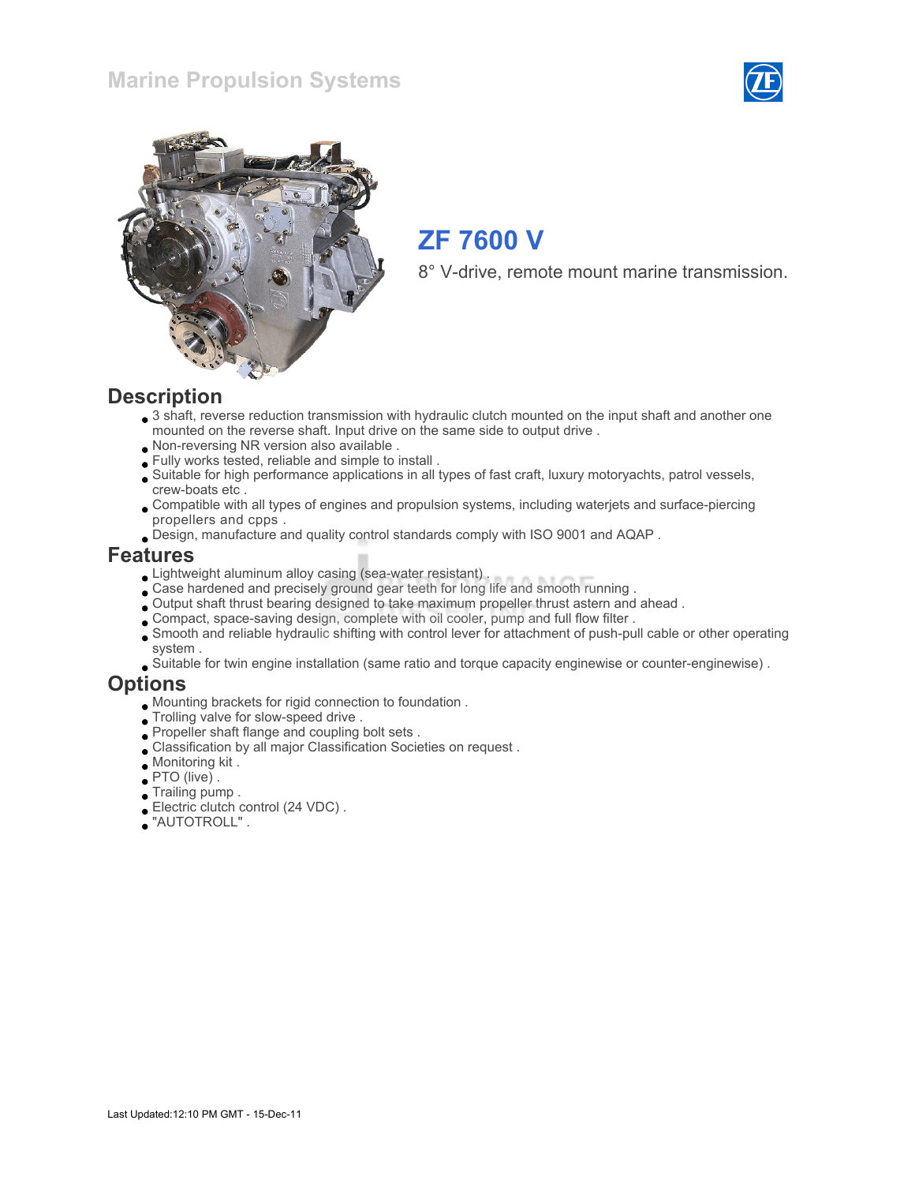# Marine Propulsion Systems

## ZF 7600 V

8° V-drive, remote mount marine transmission.

## Description

- 3 shaft, reverse reduction transmission with hydraulic clutch mounted on the input shaft and another one mounted on the reverse shaft. Input drive on the same side to output drive .
- Non-reversing NR version also available .
- Fully works tested, reliable and simple to install .
- Suitable for high performance applications in all types of fast craft, luxury motoryachts, patrol vessels, crew-boats etc .
- Compatible with all types of engines and propulsion systems, including waterjets and surface-piercing propellers and cpps .
- Design, manufacture and quality control standards comply with ISO 9001 and AQAP .

## Features

- Lightweight aluminum alloy casing (sea-water resistant) .
- Case hardened and precisely ground gear teeth for long life and smooth running .
- Output shaft thrust bearing designed to take maximum propeller thrust astern and ahead .
- Compact, space-saving design, complete with oil cooler, pump and full flow filter .
- Smooth and reliable hydraulic shifting with control lever for attachment of push-pull cable or other operating system .
- Suitable for twin engine installation (same ratio and torque capacity enginewise or counter-enginewise) .

## Options

- Mounting brackets for rigid connection to foundation .
- Trolling valve for slow-speed drive .
- Propeller shaft flange and coupling bolt sets .
- Classification by all major Classification Societies on request .
- Monitoring kit .
- PTO (live) .
- Trailing pump .
- Electric clutch control (24 VDC) .
- "AUTOTROLL" .

Last Updated:12:10 PM GMT - 15-Dec-11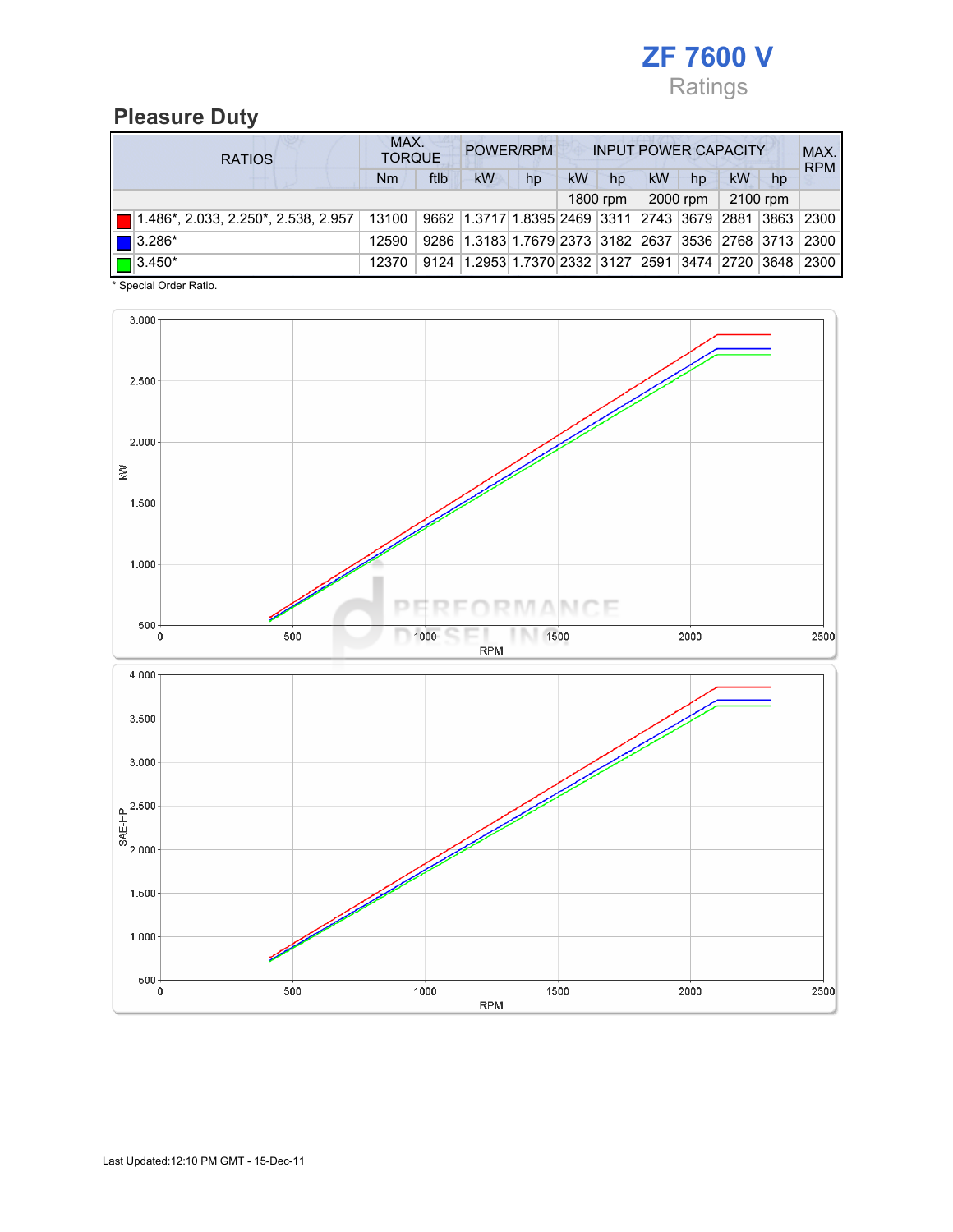# ZF 7600 V

Ratings

## Pleasure Duty

| RATIOS | MAX. TORQUE | | POWER/RPM | | INPUT POWER CAPACITY | | | | | | MAX. RPM |
|---|---|---|---|---|---|---|---|---|---|---|---|
| | Nm | ftlb | kW | hp | kW | hp | kW | hp | kW | hp | |
| | | | | | 1800 rpm | | 2000 rpm | | 2100 rpm | | |
| 1.486*, 2.033, 2.250*, 2.538, 2.957 | 13100 | 9662 | 1.3717 | 1.8395 | 2469 | 3311 | 2743 | 3679 | 2881 | 3863 | 2300 |
| 3.286* | 12590 | 9286 | 1.3183 | 1.7679 | 2373 | 3182 | 2637 | 3536 | 2768 | 3713 | 2300 |
| 3.450* | 12370 | 9124 | 1.2953 | 1.7370 | 2332 | 3127 | 2591 | 3474 | 2720 | 3648 | 2300 |

\* Special Order Ratio.

Last Updated:12:10 PM GMT - 15-Dec-11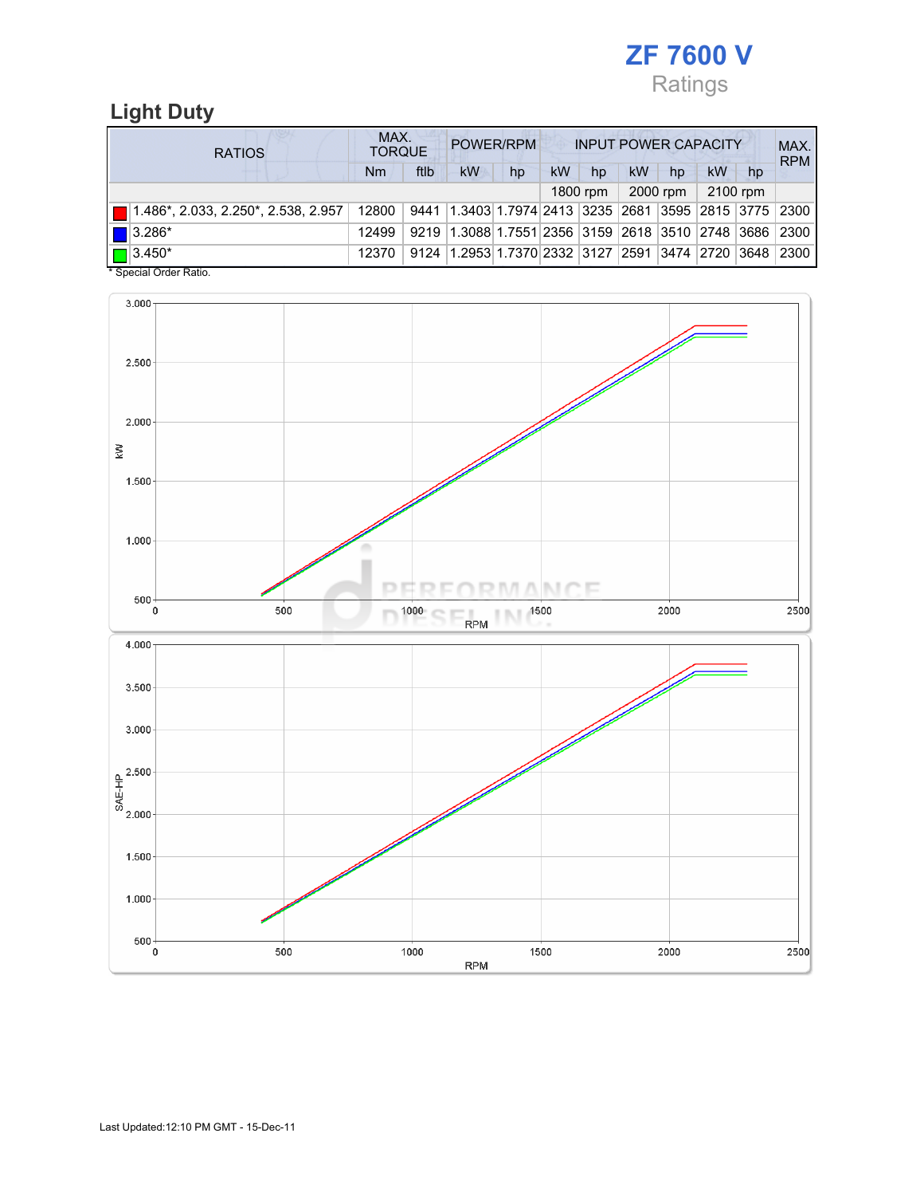# ZF 7600 V

Ratings

## Light Duty

| RATIOS | MAX. TORQUE | | POWER/RPM | | INPUT POWER CAPACITY | | | | | | MAX. RPM |
|---|---|---|---|---|---|---|---|---|---|---|---|
| | Nm | ftlb | kW | hp | kW | hp | kW | hp | kW | hp | |
| | | | | | 1800 rpm | | 2000 rpm | | 2100 rpm | | |
| 1.486*, 2.033, 2.250*, 2.538, 2.957 | 12800 | 9441 | 1.3403 | 1.7974 | 2413 | 3235 | 2681 | 3595 | 2815 | 3775 | 2300 |
| 3.286* | 12499 | 9219 | 1.3088 | 1.7551 | 2356 | 3159 | 2618 | 3510 | 2748 | 3686 | 2300 |
| 3.450* | 12370 | 9124 | 1.2953 | 1.7370 | 2332 | 3127 | 2591 | 3474 | 2720 | 3648 | 2300 |

* Special Order Ratio.

Last Updated:12:10 PM GMT - 15-Dec-11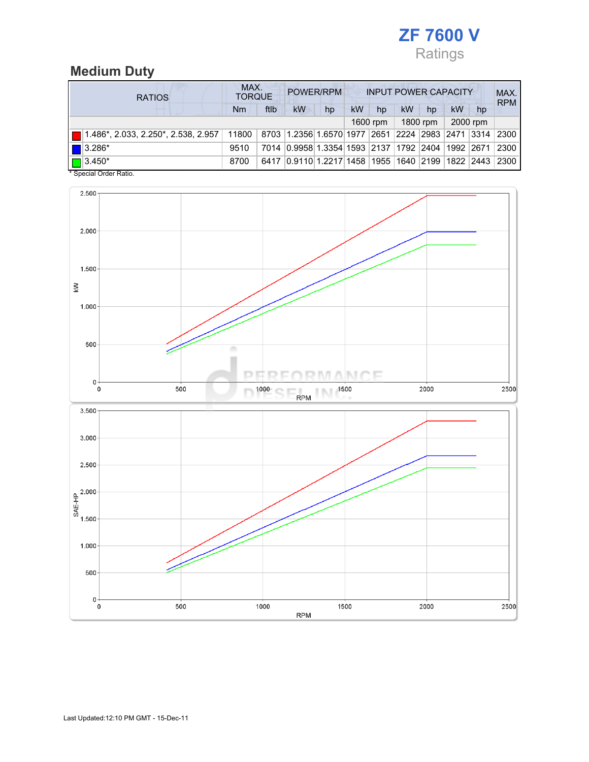# ZF 7600 V

Ratings

## Medium Duty

| RATIOS | MAX. TORQUE | | POWER/RPM | | INPUT POWER CAPACITY | | | | | | MAX. RPM |
|---|---|---|---|---|---|---|---|---|---|---|---|
| | Nm | ftlb | kW | hp | kW | hp | kW | hp | kW | hp | |
| | | | | | 1600 rpm | | 1800 rpm | | 2000 rpm | | |
| 1.486*, 2.033, 2.250*, 2.538, 2.957 | 11800 | 8703 | 1.2356 | 1.6570 | 1977 | 2651 | 2224 | 2983 | 2471 | 3314 | 2300 |
| 3.286* | 9510 | 7014 | 0.9958 | 1.3354 | 1593 | 2137 | 1792 | 2404 | 1992 | 2671 | 2300 |
| 3.450* | 8700 | 6417 | 0.9110 | 1.2217 | 1458 | 1955 | 1640 | 2199 | 1822 | 2443 | 2300 |

* Special Order Ratio.

Last Updated:12:10 PM GMT - 15-Dec-11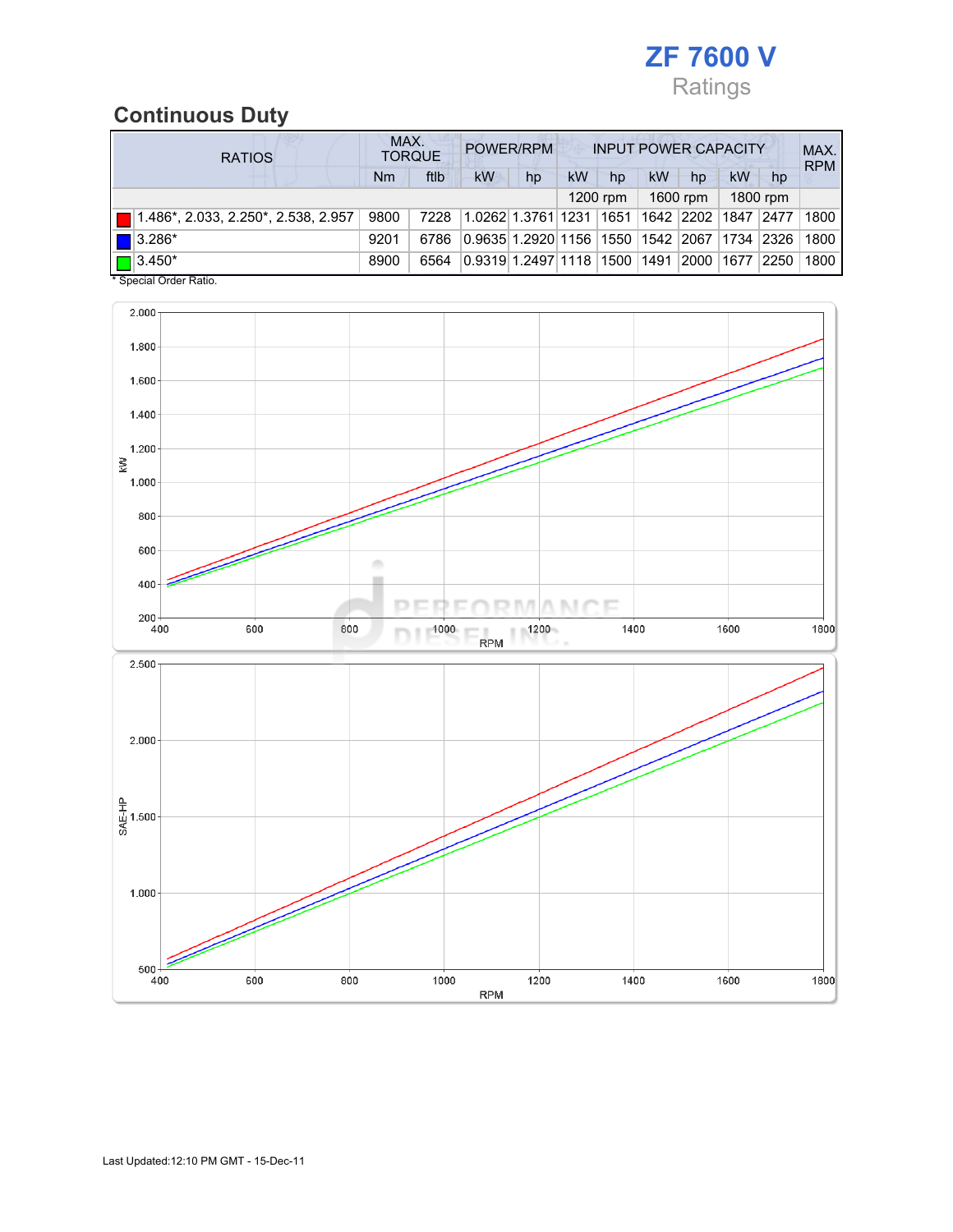# ZF 7600 V

Ratings

## Continuous Duty

| RATIOS | MAX. TORQUE | | POWER/RPM | | INPUT POWER CAPACITY | | | | | | MAX. RPM |
|---|---|---|---|---|---|---|---|---|---|---|---|
| | Nm | ftlb | kW | hp | kW | hp | kW | hp | kW | hp | |
| | | | | | 1200 rpm | | 1600 rpm | | 1800 rpm | | |
| 1.486*, 2.033, 2.250*, 2.538, 2.957 | 9800 | 7228 | 1.0262 | 1.3761 | 1231 | 1651 | 1642 | 2202 | 1847 | 2477 | 1800 |
| 3.286* | 9201 | 6786 | 0.9635 | 1.2920 | 1156 | 1550 | 1542 | 2067 | 1734 | 2326 | 1800 |
| 3.450* | 8900 | 6564 | 0.9319 | 1.2497 | 1118 | 1500 | 1491 | 2000 | 1677 | 2250 | 1800 |

\* Special Order Ratio.

Last Updated:12:10 PM GMT - 15-Dec-11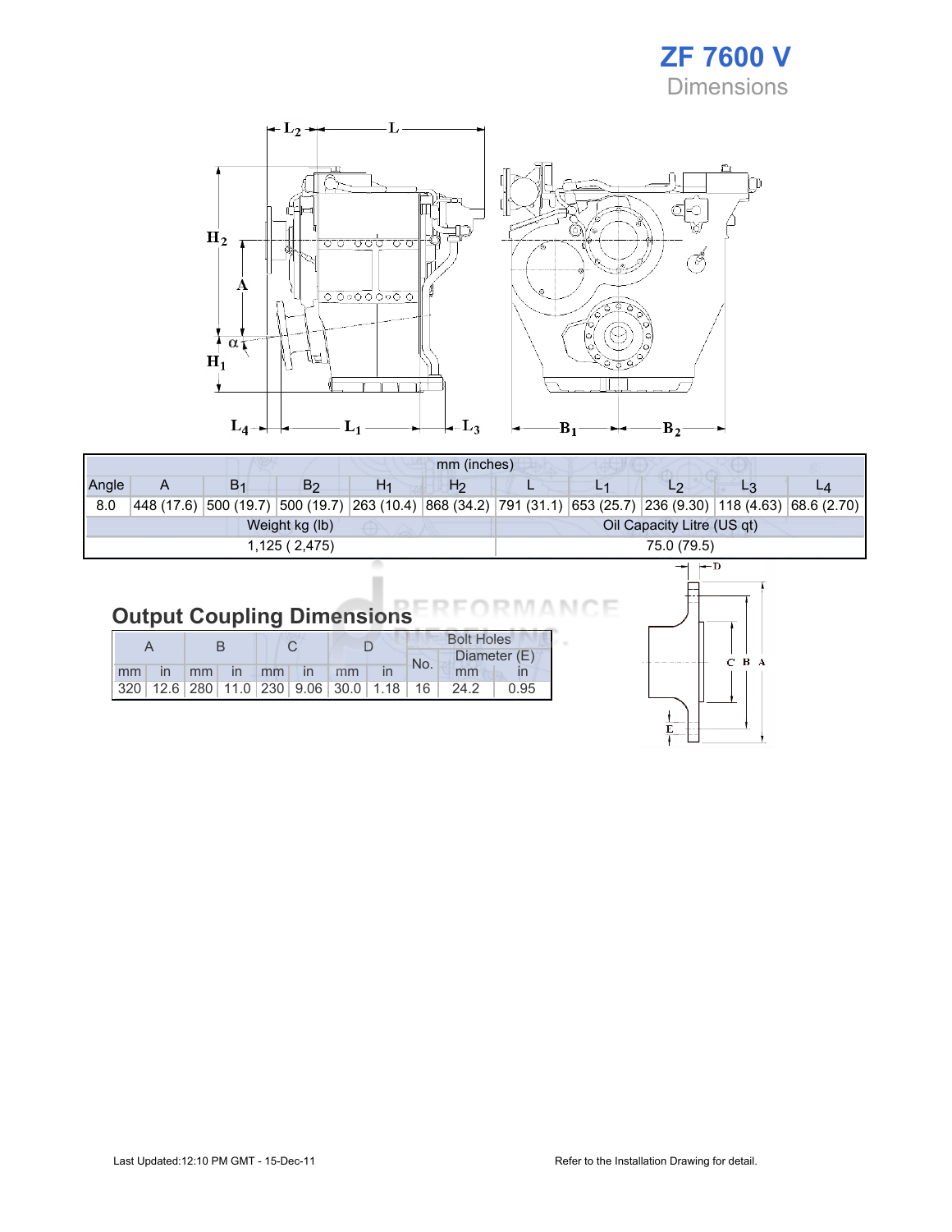# ZF 7600 V

## Dimensions

| mm (inches) | | | | | | | | | | |
|---|---|---|---|---|---|---|---|---|---|---|
| Angle | A | $B_1$ | $B_2$ | $H_1$ | $H_2$ | L | $L_1$ | $L_2$ | $L_3$ | $L_4$ |
| 8.0 | 448 (17.6) | 500 (19.7) | 500 (19.7) | 263 (10.4) | 868 (34.2) | 791 (31.1) | 653 (25.7) | 236 (9.30) | 118 (4.63) | 68.6 (2.70) |

| Weight kg (lb) | Oil Capacity Litre (US qt) |
|---|---|
| 1,125 ( 2,475) | 75.0 (79.5) |

## Output Coupling Dimensions

| A | | B | | C | | D | | Bolt Holes | | |
|---|---|---|---|---|---|---|---|---|---|---|
| | | | | | | | | No. | Diameter (E) | |
| mm | in | mm | in | mm | in | mm | in | | mm | in |
| 320 | 12.6 | 280 | 11.0 | 230 | 9.06 | 30.0 | 1.18 | 16 | 24.2 | 0.95 |

Last Updated:12:10 PM GMT - 15-Dec-11

Refer to the Installation Drawing for detail.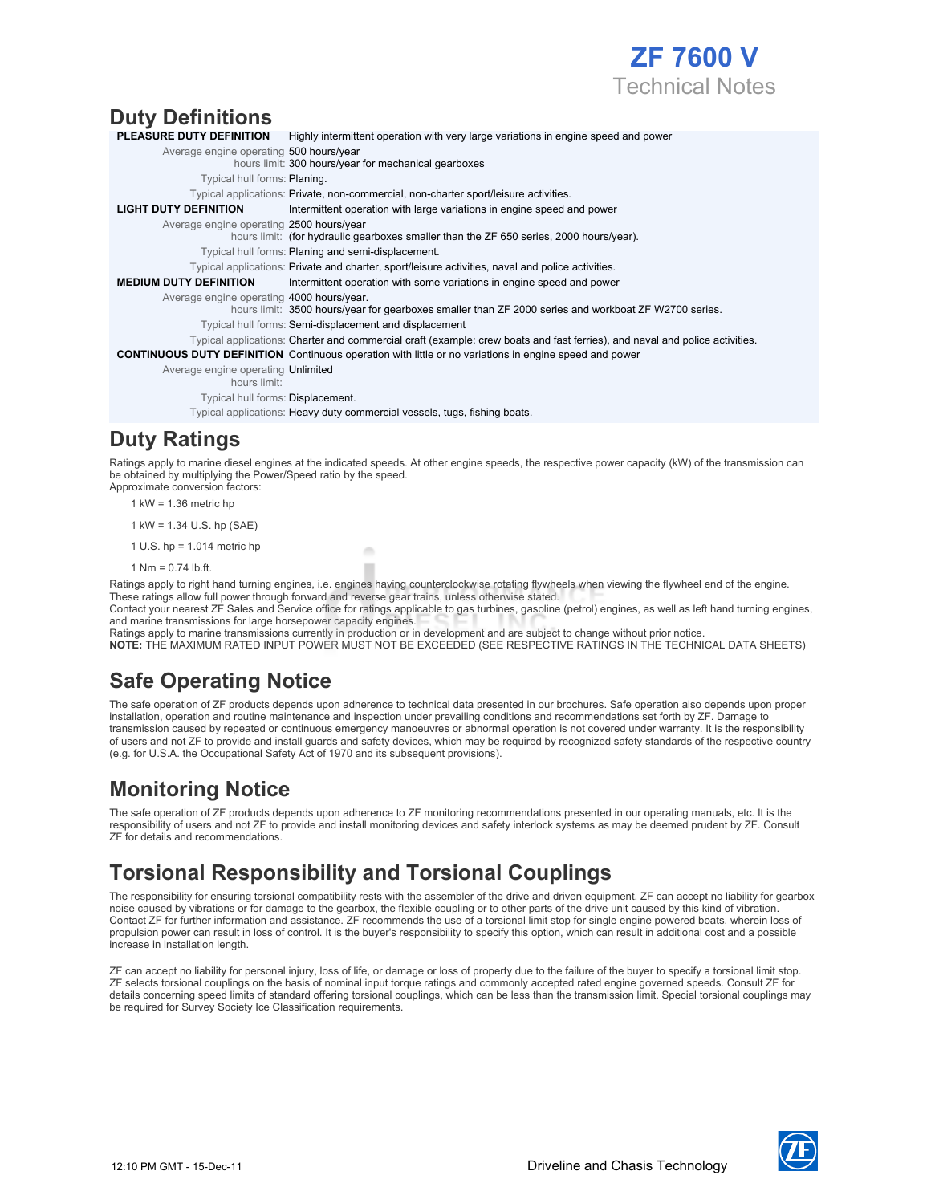# ZF 7600 V

Technical Notes

## Duty Definitions

| | |
|---|---|
| **PLEASURE DUTY DEFINITION** | Highly intermittent operation with very large variations in engine speed and power |
| Average engine operating hours limit: | 500 hours/year<br>300 hours/year for mechanical gearboxes |
| Typical hull forms: | Planing. |
| Typical applications: | Private, non-commercial, non-charter sport/leisure activities. |
| **LIGHT DUTY DEFINITION** | Intermittent operation with large variations in engine speed and power |
| Average engine operating hours limit: | 2500 hours/year<br>(for hydraulic gearboxes smaller than the ZF 650 series, 2000 hours/year). |
| Typical hull forms: | Planing and semi-displacement. |
| Typical applications: | Private and charter, sport/leisure activities, naval and police activities. |
| **MEDIUM DUTY DEFINITION** | Intermittent operation with some variations in engine speed and power |
| Average engine operating hours limit: | 4000 hours/year.<br>3500 hours/year for gearboxes smaller than ZF 2000 series and workboat ZF W2700 series. |
| Typical hull forms: | Semi-displacement and displacement |
| Typical applications: | Charter and commercial craft (example: crew boats and fast ferries), and naval and police activities. |
| **CONTINUOUS DUTY DEFINITION** | Continuous operation with little or no variations in engine speed and power |
| Average engine operating hours limit: | Unlimited |
| Typical hull forms: | Displacement. |
| Typical applications: | Heavy duty commercial vessels, tugs, fishing boats. |

## Duty Ratings

Ratings apply to marine diesel engines at the indicated speeds. At other engine speeds, the respective power capacity (kW) of the transmission can be obtained by multiplying the Power/Speed ratio by the speed.
Approximate conversion factors:

- 1 kW = 1.36 metric hp
- 1 kW = 1.34 U.S. hp (SAE)
- 1 U.S. hp = 1.014 metric hp
- 1 Nm = 0.74 lb.ft.

Ratings apply to right hand turning engines, i.e. engines having counterclockwise rotating flywheels when viewing the flywheel end of the engine. These ratings allow full power through forward and reverse gear trains, unless otherwise stated.
Contact your nearest ZF Sales and Service office for ratings applicable to gas turbines, gasoline (petrol) engines, as well as left hand turning engines, and marine transmissions for large horsepower capacity engines.
Ratings apply to marine transmissions currently in production or in development and are subject to change without prior notice.
**NOTE:** THE MAXIMUM RATED INPUT POWER MUST NOT BE EXCEEDED (SEE RESPECTIVE RATINGS IN THE TECHNICAL DATA SHEETS)

## Safe Operating Notice

The safe operation of ZF products depends upon adherence to technical data presented in our brochures. Safe operation also depends upon proper installation, operation and routine maintenance and inspection under prevailing conditions and recommendations set forth by ZF. Damage to transmission caused by repeated or continuous emergency manoeuvres or abnormal operation is not covered under warranty. It is the responsibility of users and not ZF to provide and install guards and safety devices, which may be required by recognized safety standards of the respective country (e.g. for U.S.A. the Occupational Safety Act of 1970 and its subsequent provisions).

## Monitoring Notice

The safe operation of ZF products depends upon adherence to ZF monitoring recommendations presented in our operating manuals, etc. It is the responsibility of users and not ZF to provide and install monitoring devices and safety interlock systems as may be deemed prudent by ZF. Consult ZF for details and recommendations.

## Torsional Responsibility and Torsional Couplings

The responsibility for ensuring torsional compatibility rests with the assembler of the drive and driven equipment. ZF can accept no liability for gearbox noise caused by vibrations or for damage to the gearbox, the flexible coupling or to other parts of the drive unit caused by this kind of vibration. Contact ZF for further information and assistance. ZF recommends the use of a torsional limit stop for single engine powered boats, wherein loss of propulsion power can result in loss of control. It is the buyer's responsibility to specify this option, which can result in additional cost and a possible increase in installation length.

ZF can accept no liability for personal injury, loss of life, or damage or loss of property due to the failure of the buyer to specify a torsional limit stop. ZF selects torsional couplings on the basis of nominal input torque ratings and commonly accepted rated engine governed speeds. Consult ZF for details concerning speed limits of standard offering torsional couplings, which can be less than the transmission limit. Special torsional couplings may be required for Survey Society Ice Classification requirements.